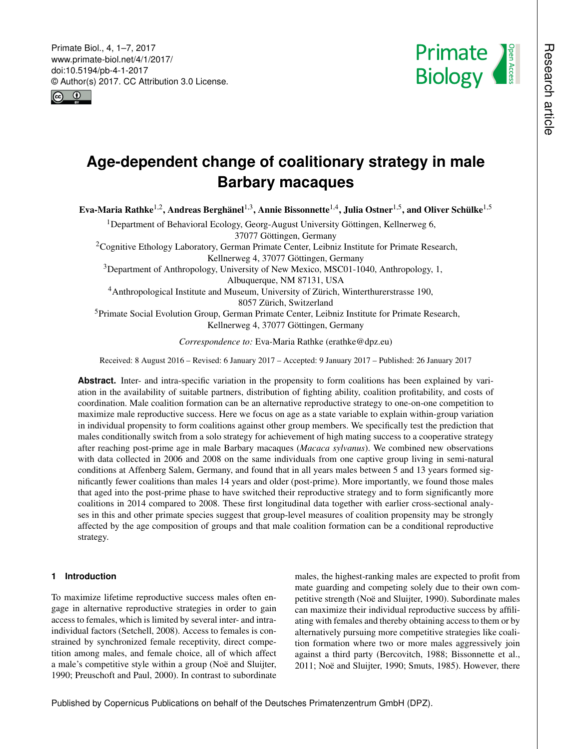# Age-dependent change of coalitionary strategy in male Barbary macaques

**Eva-Maria Rathke[1,2], Andreas Berghänel[1,3], Annie Bissonnette[1,4], Julia Ostner[1,5], and Oliver Schülke[1,5]**

[1]Department of Behavioral Ecology, Georg-August University Göttingen, Kellnerweg 6, 37077 Göttingen, Germany

[2]Cognitive Ethology Laboratory, German Primate Center, Leibniz Institute for Primate Research, Kellnerweg 4, 37077 Göttingen, Germany

[3]Department of Anthropology, University of New Mexico, MSC01-1040, Anthropology, 1, Albuquerque, NM 87131, USA

[4]Anthropological Institute and Museum, University of Zürich, Winterthurerstrasse 190, 8057 Zürich, Switzerland

[5]Primate Social Evolution Group, German Primate Center, Leibniz Institute for Primate Research, Kellnerweg 4, 37077 Göttingen, Germany

*Correspondence to:* Eva-Maria Rathke (erathke@dpz.eu)

Received: 8 August 2016 – Revised: 6 January 2017 – Accepted: 9 January 2017 – Published: 26 January 2017

**Abstract.** Inter- and intra-specific variation in the propensity to form coalitions has been explained by variation in the availability of suitable partners, distribution of fighting ability, coalition profitability, and costs of coordination. Male coalition formation can be an alternative reproductive strategy to one-on-one competition to maximize male reproductive success. Here we focus on age as a state variable to explain within-group variation in individual propensity to form coalitions against other group members. We specifically test the prediction that males conditionally switch from a solo strategy for achievement of high mating success to a cooperative strategy after reaching post-prime age in male Barbary macaques (*Macaca sylvanus*). We combined new observations with data collected in 2006 and 2008 on the same individuals from one captive group living in semi-natural conditions at Affenberg Salem, Germany, and found that in all years males between 5 and 13 years formed significantly fewer coalitions than males 14 years and older (post-prime). More importantly, we found those males that aged into the post-prime phase to have switched their reproductive strategy and to form significantly more coalitions in 2014 compared to 2008. These first longitudinal data together with earlier cross-sectional analyses in this and other primate species suggest that group-level measures of coalition propensity may be strongly affected by the age composition of groups and that male coalition formation can be a conditional reproductive strategy.

## 1 Introduction

To maximize lifetime reproductive success males often engage in alternative reproductive strategies in order to gain access to females, which is limited by several inter- and intra-individual factors (Setchell, 2008). Access to females is constrained by synchronized female receptivity, direct competition among males, and female choice, all of which affect a male's competitive style within a group (Noë and Sluijter, 1990; Preuschoft and Paul, 2000). In contrast to subordinate males, the highest-ranking males are expected to profit from mate guarding and competing solely due to their own competitive strength (Noë and Sluijter, 1990). Subordinate males can maximize their individual reproductive success by affiliating with females and thereby obtaining access to them or by alternatively pursuing more competitive strategies like coalition formation where two or more males aggressively join against a third party (Bercovitch, 1988; Bissonnette et al., 2011; Noë and Sluijter, 1990; Smuts, 1985). However, there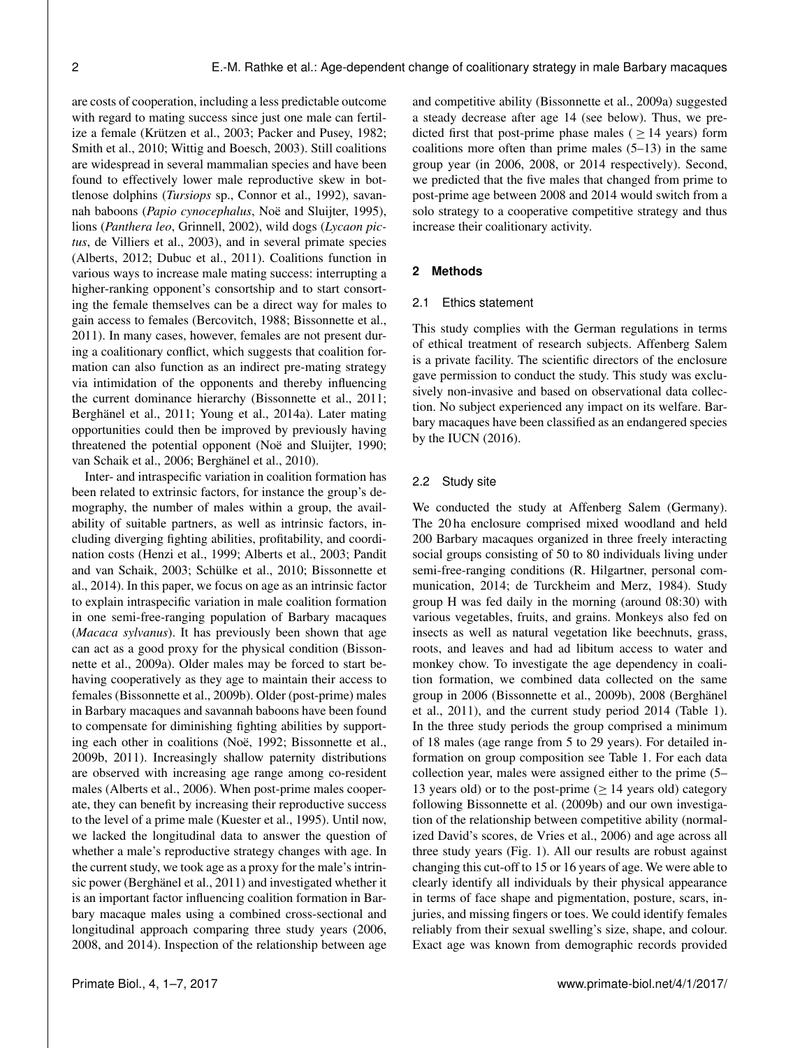are costs of cooperation, including a less predictable outcome with regard to mating success since just one male can fertilize a female (Krützen et al., 2003; Packer and Pusey, 1982; Smith et al., 2010; Wittig and Boesch, 2003). Still coalitions are widespread in several mammalian species and have been found to effectively lower male reproductive skew in bottlenose dolphins (*Tursiops* sp., Connor et al., 1992), savannah baboons (*Papio cynocephalus*, Noë and Sluijter, 1995), lions (*Panthera leo*, Grinnell, 2002), wild dogs (*Lycaon pictus*, de Villiers et al., 2003), and in several primate species (Alberts, 2012; Dubuc et al., 2011). Coalitions function in various ways to increase male mating success: interrupting a higher-ranking opponent's consortship and to start consorting the female themselves can be a direct way for males to gain access to females (Bercovitch, 1988; Bissonnette et al., 2011). In many cases, however, females are not present during a coalitionary conflict, which suggests that coalition formation can also function as an indirect pre-mating strategy via intimidation of the opponents and thereby influencing the current dominance hierarchy (Bissonnette et al., 2011; Berghänel et al., 2011; Young et al., 2014a). Later mating opportunities could then be improved by previously having threatened the potential opponent (Noë and Sluijter, 1990; van Schaik et al., 2006; Berghänel et al., 2010).

Inter- and intraspecific variation in coalition formation has been related to extrinsic factors, for instance the group's demography, the number of males within a group, the availability of suitable partners, as well as intrinsic factors, including diverging fighting abilities, profitability, and coordination costs (Henzi et al., 1999; Alberts et al., 2003; Pandit and van Schaik, 2003; Schülke et al., 2010; Bissonnette et al., 2014). In this paper, we focus on age as an intrinsic factor to explain intraspecific variation in male coalition formation in one semi-free-ranging population of Barbary macaques (*Macaca sylvanus*). It has previously been shown that age can act as a good proxy for the physical condition (Bissonnette et al., 2009a). Older males may be forced to start behaving cooperatively as they age to maintain their access to females (Bissonnette et al., 2009b). Older (post-prime) males in Barbary macaques and savannah baboons have been found to compensate for diminishing fighting abilities by supporting each other in coalitions (Noë, 1992; Bissonnette et al., 2009b, 2011). Increasingly shallow paternity distributions are observed with increasing age range among co-resident males (Alberts et al., 2006). When post-prime males cooperate, they can benefit by increasing their reproductive success to the level of a prime male (Kuester et al., 1995). Until now, we lacked the longitudinal data to answer the question of whether a male's reproductive strategy changes with age. In the current study, we took age as a proxy for the male's intrinsic power (Berghänel et al., 2011) and investigated whether it is an important factor influencing coalition formation in Barbary macaque males using a combined cross-sectional and longitudinal approach comparing three study years (2006, 2008, and 2014). Inspection of the relationship between age and competitive ability (Bissonnette et al., 2009a) suggested a steady decrease after age 14 (see below). Thus, we predicted first that post-prime phase males ( $\geq 14$ years) form coalitions more often than prime males (5–13) in the same group year (in 2006, 2008, or 2014 respectively). Second, we predicted that the five males that changed from prime to post-prime age between 2008 and 2014 would switch from a solo strategy to a cooperative competitive strategy and thus increase their coalitionary activity.

## 2 Methods

### 2.1 Ethics statement

This study complies with the German regulations in terms of ethical treatment of research subjects. Affenberg Salem is a private facility. The scientific directors of the enclosure gave permission to conduct the study. This study was exclusively non-invasive and based on observational data collection. No subject experienced any impact on its welfare. Barbary macaques have been classified as an endangered species by the IUCN (2016).

### 2.2 Study site

We conducted the study at Affenberg Salem (Germany). The 20 ha enclosure comprised mixed woodland and held 200 Barbary macaques organized in three freely interacting social groups consisting of 50 to 80 individuals living under semi-free-ranging conditions (R. Hilgartner, personal communication, 2014; de Turckheim and Merz, 1984). Study group H was fed daily in the morning (around 08:30) with various vegetables, fruits, and grains. Monkeys also fed on insects as well as natural vegetation like beechnuts, grass, roots, and leaves and had ad libitum access to water and monkey chow. To investigate the age dependency in coalition formation, we combined data collected on the same group in 2006 (Bissonnette et al., 2009b), 2008 (Berghänel et al., 2011), and the current study period 2014 (Table 1). In the three study periods the group comprised a minimum of 18 males (age range from 5 to 29 years). For detailed information on group composition see Table 1. For each data collection year, males were assigned either to the prime (5–13 years old) or to the post-prime ( $\geq 14$ years old) category following Bissonnette et al. (2009b) and our own investigation of the relationship between competitive ability (normalized David's scores, de Vries et al., 2006) and age across all three study years (Fig. 1). All our results are robust against changing this cut-off to 15 or 16 years of age. We were able to clearly identify all individuals by their physical appearance in terms of face shape and pigmentation, posture, scars, injuries, and missing fingers or toes. We could identify females reliably from their sexual swelling's size, shape, and colour. Exact age was known from demographic records provided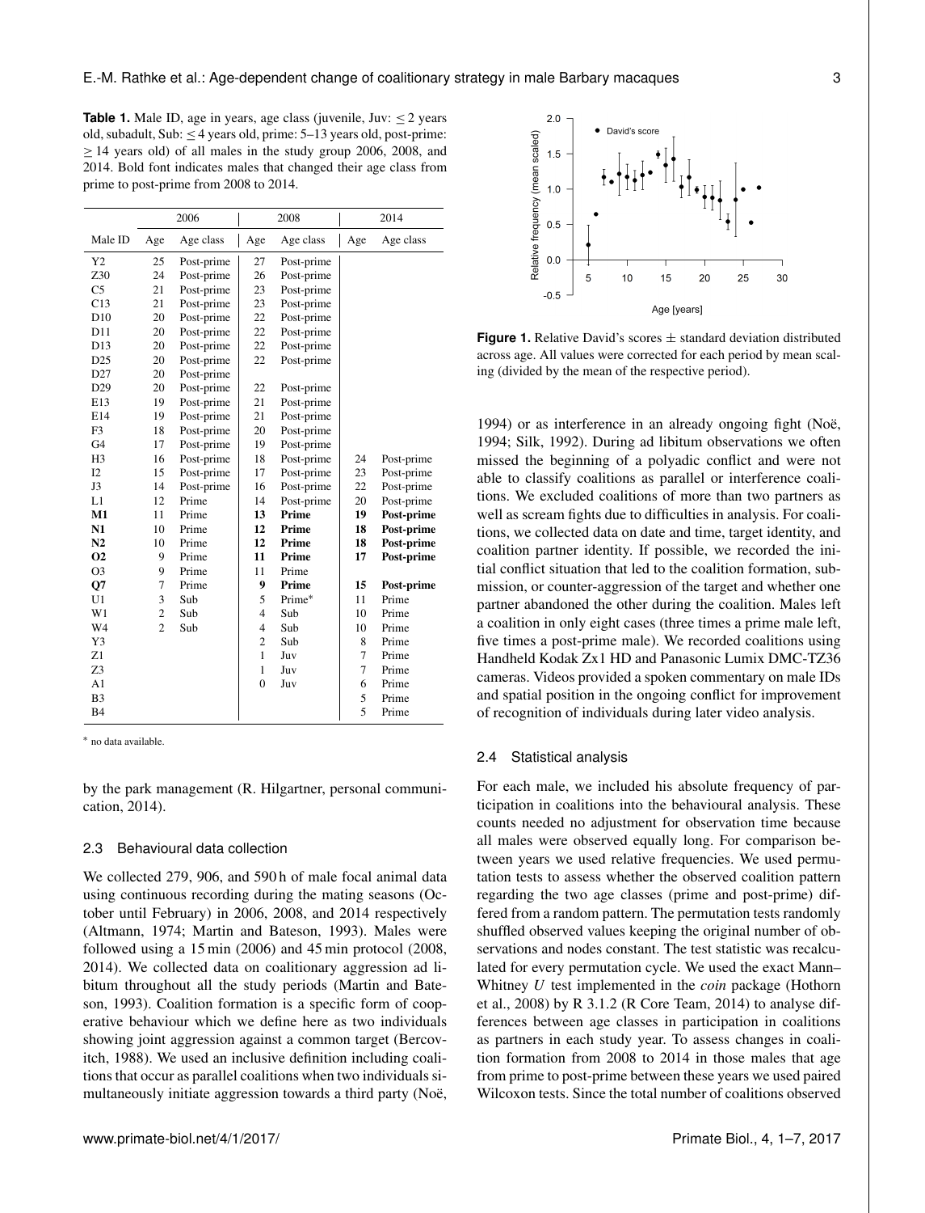**Table 1.** Male ID, age in years, age class (juvenile, Juv: ≤ 2 years old, subadult, Sub: ≤ 4 years old, prime: 5–13 years old, post-prime: ≥ 14 years old) of all males in the study group 2006, 2008, and 2014. Bold font indicates males that changed their age class from prime to post-prime from 2008 to 2014.

| | 2006 | | 2008 | | 2014 | |
|---|---|---|---|---|---|---|
| Male ID | Age | Age class | Age | Age class | Age | Age class |
| Y2 | 25 | Post-prime | 27 | Post-prime | | |
| Z30 | 24 | Post-prime | 26 | Post-prime | | |
| C5 | 21 | Post-prime | 23 | Post-prime | | |
| C13 | 21 | Post-prime | 23 | Post-prime | | |
| D10 | 20 | Post-prime | 22 | Post-prime | | |
| D11 | 20 | Post-prime | 22 | Post-prime | | |
| D13 | 20 | Post-prime | 22 | Post-prime | | |
| D25 | 20 | Post-prime | 22 | Post-prime | | |
| D27 | 20 | Post-prime | | | | |
| D29 | 20 | Post-prime | 22 | Post-prime | | |
| E13 | 19 | Post-prime | 21 | Post-prime | | |
| E14 | 19 | Post-prime | 21 | Post-prime | | |
| F3 | 18 | Post-prime | 20 | Post-prime | | |
| G4 | 17 | Post-prime | 19 | Post-prime | | |
| H3 | 16 | Post-prime | 18 | Post-prime | 24 | Post-prime |
| I2 | 15 | Post-prime | 17 | Post-prime | 23 | Post-prime |
| J3 | 14 | Post-prime | 16 | Post-prime | 22 | Post-prime |
| L1 | 12 | Prime | 14 | Post-prime | 20 | Post-prime |
| **M1** | 11 | Prime | **13** | **Prime** | **19** | **Post-prime** |
| **N1** | 10 | Prime | **12** | **Prime** | **18** | **Post-prime** |
| **N2** | 10 | Prime | **12** | **Prime** | **18** | **Post-prime** |
| **O2** | 9 | Prime | **11** | **Prime** | **17** | **Post-prime** |
| O3 | 9 | Prime | 11 | Prime | | |
| **Q7** | 7 | Prime | **9** | **Prime** | **15** | **Post-prime** |
| U1 | 3 | Sub | 5 | Prime* | 11 | Prime |
| W1 | 2 | Sub | 4 | Sub | 10 | Prime |
| W4 | 2 | Sub | 4 | Sub | 10 | Prime |
| Y3 | | | 2 | Sub | 8 | Prime |
| Z1 | | | 1 | Juv | 7 | Prime |
| Z3 | | | 1 | Juv | 7 | Prime |
| A1 | | | 0 | Juv | 6 | Prime |
| B3 | | | | | 5 | Prime |
| B4 | | | | | 5 | Prime |

* no data available.

by the park management (R. Hilgartner, personal communication, 2014).

### 2.3 Behavioural data collection

We collected 279, 906, and 590 h of male focal animal data using continuous recording during the mating seasons (October until February) in 2006, 2008, and 2014 respectively (Altmann, 1974; Martin and Bateson, 1993). Males were followed using a 15 min (2006) and 45 min protocol (2008, 2014). We collected data on coalitionary aggression ad libitum throughout all the study periods (Martin and Bateson, 1993). Coalition formation is a specific form of cooperative behaviour which we define here as two individuals showing joint aggression against a common target (Bercovitch, 1988). We used an inclusive definition including coalitions that occur as parallel coalitions when two individuals simultaneously initiate aggression towards a third party (Noë, 1994) or as interference in an already ongoing fight (Noë, 1994; Silk, 1992). During ad libitum observations we often missed the beginning of a polyadic conflict and were not able to classify coalitions as parallel or interference coalitions. We excluded coalitions of more than two partners as well as scream fights due to difficulties in analysis. For coalitions, we collected data on date and time, target identity, and coalition partner identity. If possible, we recorded the initial conflict situation that led to the coalition formation, submission, or counter-aggression of the target and whether one partner abandoned the other during the coalition. Males left a coalition in only eight cases (three times a prime male left, five times a post-prime male). We recorded coalitions using Handheld Kodak Zx1 HD and Panasonic Lumix DMC-TZ36 cameras. Videos provided a spoken commentary on male IDs and spatial position in the ongoing conflict for improvement of recognition of individuals during later video analysis.

**Figure 1.** Relative David's scores ± standard deviation distributed across age. All values were corrected for each period by mean scaling (divided by the mean of the respective period).

### 2.4 Statistical analysis

For each male, we included his absolute frequency of participation in coalitions into the behavioural analysis. These counts needed no adjustment for observation time because all males were observed equally long. For comparison between years we used relative frequencies. We used permutation tests to assess whether the observed coalition pattern regarding the two age classes (prime and post-prime) differed from a random pattern. The permutation tests randomly shuffled observed values keeping the original number of observations and nodes constant. The test statistic was recalculated for every permutation cycle. We used the exact Mann–Whitney $U$ test implemented in the *coin* package (Hothorn et al., 2008) by R 3.1.2 (R Core Team, 2014) to analyse differences between age classes in participation in coalitions as partners in each study year. To assess changes in coalition formation from 2008 to 2014 in those males that age from prime to post-prime between these years we used paired Wilcoxon tests. Since the total number of coalitions observed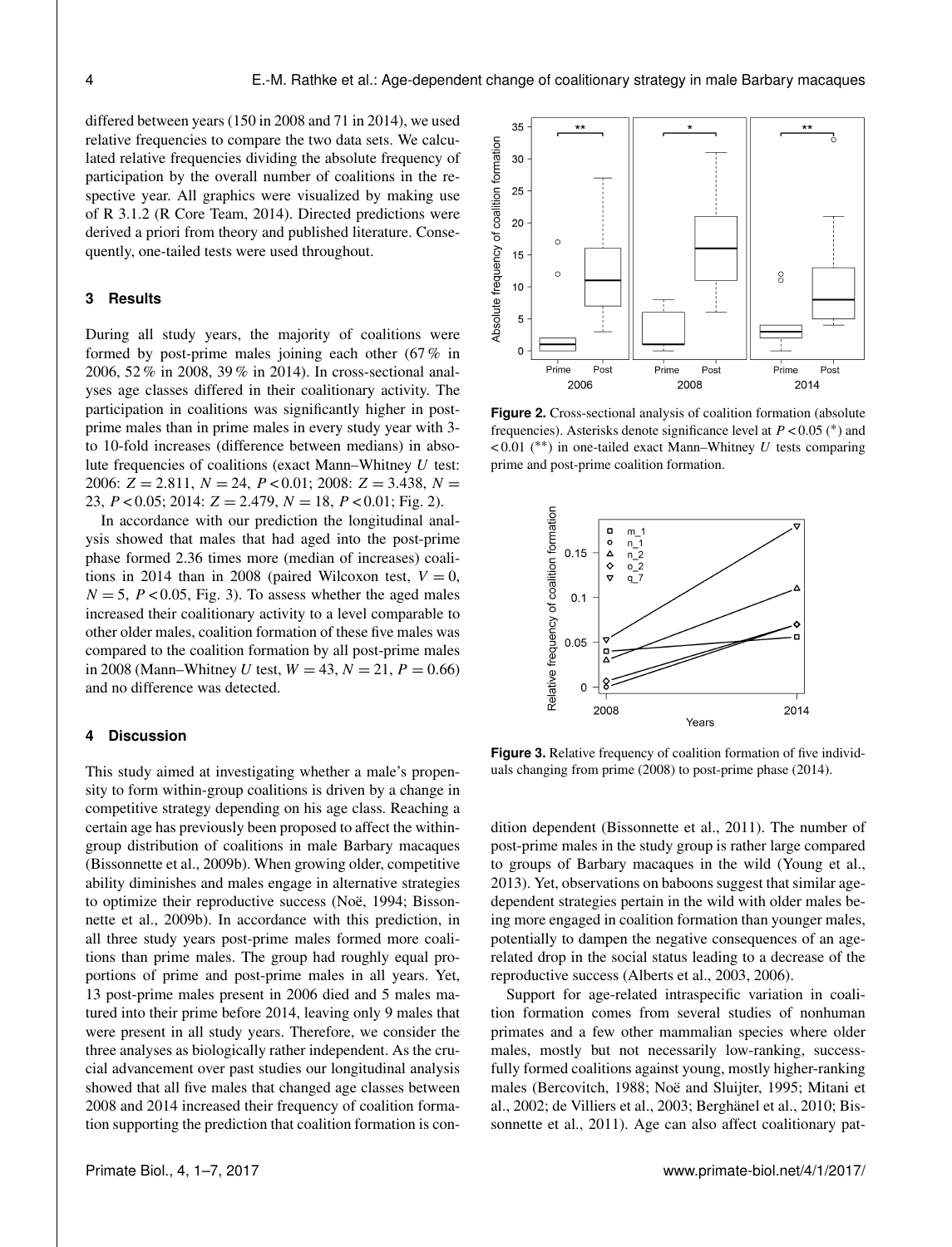differed between years (150 in 2008 and 71 in 2014), we used relative frequencies to compare the two data sets. We calculated relative frequencies dividing the absolute frequency of participation by the overall number of coalitions in the respective year. All graphics were visualized by making use of R 3.1.2 (R Core Team, 2014). Directed predictions were derived a priori from theory and published literature. Consequently, one-tailed tests were used throughout.

## 3 Results

During all study years, the majority of coalitions were formed by post-prime males joining each other (67 % in 2006, 52 % in 2008, 39 % in 2014). In cross-sectional analyses age classes differed in their coalitionary activity. The participation in coalitions was significantly higher in post-prime males than in prime males in every study year with 3- to 10-fold increases (difference between medians) in absolute frequencies of coalitions (exact Mann–Whitney $U$ test: 2006: $Z = 2.811$, $N = 24$, $P < 0.01$; 2008: $Z = 3.438$, $N = 23$, $P < 0.05$; 2014: $Z = 2.479$, $N = 18$, $P < 0.01$; Fig. 2).

In accordance with our prediction the longitudinal analysis showed that males that had aged into the post-prime phase formed 2.36 times more (median of increases) coalitions in 2014 than in 2008 (paired Wilcoxon test, $V = 0$, $N = 5$, $P < 0.05$, Fig. 3). To assess whether the aged males increased their coalitionary activity to a level comparable to other older males, coalition formation of these five males was compared to the coalition formation by all post-prime males in 2008 (Mann–Whitney $U$ test, $W = 43$, $N = 21$, $P = 0.66$) and no difference was detected.

**Figure 2.** Cross-sectional analysis of coalition formation (absolute frequencies). Asterisks denote significance level at $P < 0.05$ (*) and $< 0.01$ (**) in one-tailed exact Mann–Whitney $U$ tests comparing prime and post-prime coalition formation.

**Figure 3.** Relative frequency of coalition formation of five individuals changing from prime (2008) to post-prime phase (2014).

## 4 Discussion

This study aimed at investigating whether a male's propensity to form within-group coalitions is driven by a change in competitive strategy depending on his age class. Reaching a certain age has previously been proposed to affect the within-group distribution of coalitions in male Barbary macaques (Bissonnette et al., 2009b). When growing older, competitive ability diminishes and males engage in alternative strategies to optimize their reproductive success (Noë, 1994; Bissonnette et al., 2009b). In accordance with this prediction, in all three study years post-prime males formed more coalitions than prime males. The group had roughly equal proportions of prime and post-prime males in all years. Yet, 13 post-prime males present in 2006 died and 5 males matured into their prime before 2014, leaving only 9 males that were present in all study years. Therefore, we consider the three analyses as biologically rather independent. As the crucial advancement over past studies our longitudinal analysis showed that all five males that changed age classes between 2008 and 2014 increased their frequency of coalition formation supporting the prediction that coalition formation is condition dependent (Bissonnette et al., 2011). The number of post-prime males in the study group is rather large compared to groups of Barbary macaques in the wild (Young et al., 2013). Yet, observations on baboons suggest that similar age-dependent strategies pertain in the wild with older males being more engaged in coalition formation than younger males, potentially to dampen the negative consequences of an age-related drop in the social status leading to a decrease of the reproductive success (Alberts et al., 2003, 2006).

Support for age-related intraspecific variation in coalition formation comes from several studies of nonhuman primates and a few other mammalian species where older males, mostly but not necessarily low-ranking, successfully formed coalitions against young, mostly higher-ranking males (Bercovitch, 1988; Noë and Sluijter, 1995; Mitani et al., 2002; de Villiers et al., 2003; Berghänel et al., 2010; Bissonnette et al., 2011). Age can also affect coalitionary pat-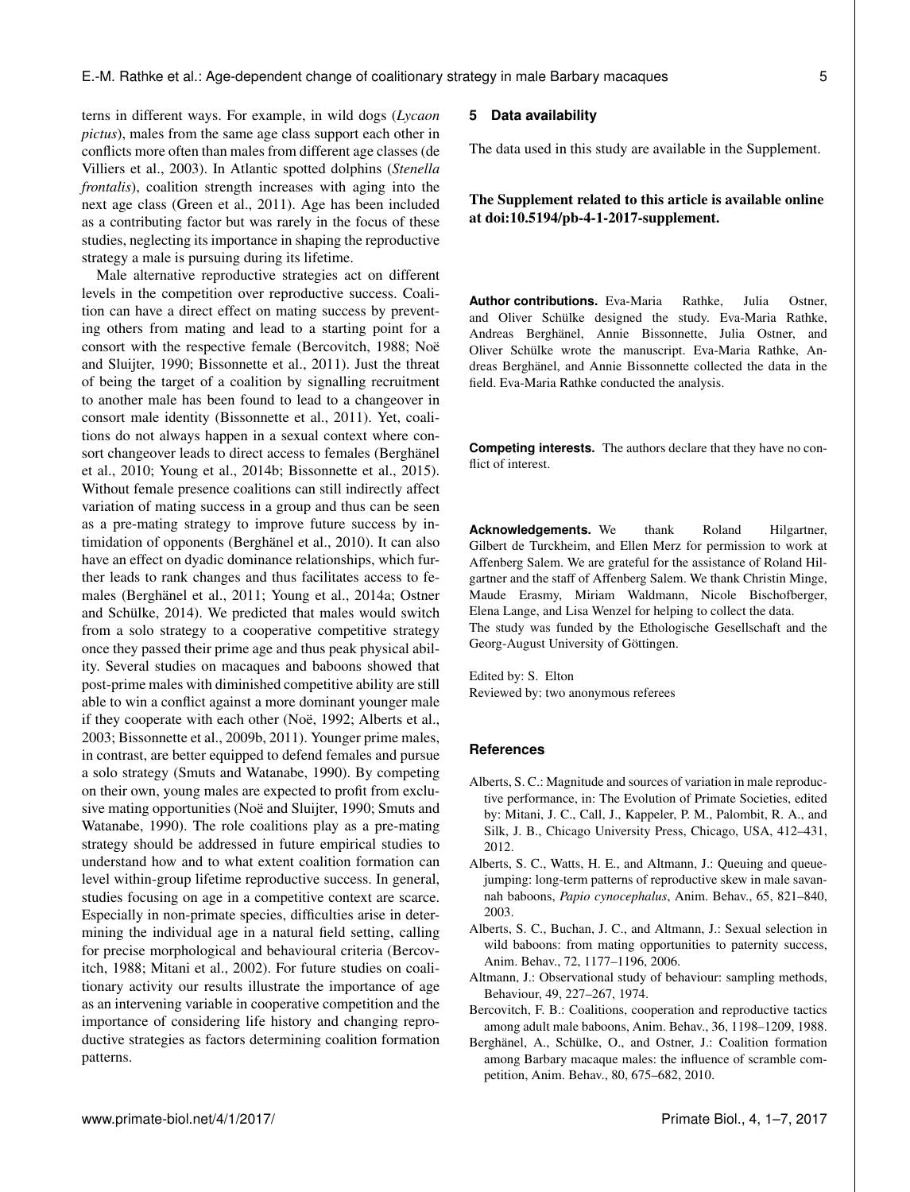terns in different ways. For example, in wild dogs (*Lycaon pictus*), males from the same age class support each other in conflicts more often than males from different age classes (de Villiers et al., 2003). In Atlantic spotted dolphins (*Stenella frontalis*), coalition strength increases with aging into the next age class (Green et al., 2011). Age has been included as a contributing factor but was rarely in the focus of these studies, neglecting its importance in shaping the reproductive strategy a male is pursuing during its lifetime.

Male alternative reproductive strategies act on different levels in the competition over reproductive success. Coalition can have a direct effect on mating success by preventing others from mating and lead to a starting point for a consort with the respective female (Bercovitch, 1988; Noë and Sluijter, 1990; Bissonnette et al., 2011). Just the threat of being the target of a coalition by signalling recruitment to another male has been found to lead to a changeover in consort male identity (Bissonnette et al., 2011). Yet, coalitions do not always happen in a sexual context where consort changeover leads to direct access to females (Berghänel et al., 2010; Young et al., 2014b; Bissonnette et al., 2015). Without female presence coalitions can still indirectly affect variation of mating success in a group and thus can be seen as a pre-mating strategy to improve future success by intimidation of opponents (Berghänel et al., 2010). It can also have an effect on dyadic dominance relationships, which further leads to rank changes and thus facilitates access to females (Berghänel et al., 2011; Young et al., 2014a; Ostner and Schülke, 2014). We predicted that males would switch from a solo strategy to a cooperative competitive strategy once they passed their prime age and thus peak physical ability. Several studies on macaques and baboons showed that post-prime males with diminished competitive ability are still able to win a conflict against a more dominant younger male if they cooperate with each other (Noë, 1992; Alberts et al., 2003; Bissonnette et al., 2009b, 2011). Younger prime males, in contrast, are better equipped to defend females and pursue a solo strategy (Smuts and Watanabe, 1990). By competing on their own, young males are expected to profit from exclusive mating opportunities (Noë and Sluijter, 1990; Smuts and Watanabe, 1990). The role coalitions play as a pre-mating strategy should be addressed in future empirical studies to understand how and to what extent coalition formation can level within-group lifetime reproductive success. In general, studies focusing on age in a competitive context are scarce. Especially in non-primate species, difficulties arise in determining the individual age in a natural field setting, calling for precise morphological and behavioural criteria (Bercovitch, 1988; Mitani et al., 2002). For future studies on coalitionary activity our results illustrate the importance of age as an intervening variable in cooperative competition and the importance of considering life history and changing reproductive strategies as factors determining coalition formation patterns.

## 5 Data availability

The data used in this study are available in the Supplement.

**The Supplement related to this article is available online at doi:10.5194/pb-4-1-2017-supplement.**

**Author contributions.** Eva-Maria Rathke, Julia Ostner, and Oliver Schülke designed the study. Eva-Maria Rathke, Andreas Berghänel, Annie Bissonnette, Julia Ostner, and Oliver Schülke wrote the manuscript. Eva-Maria Rathke, Andreas Berghänel, and Annie Bissonnette collected the data in the field. Eva-Maria Rathke conducted the analysis.

**Competing interests.** The authors declare that they have no conflict of interest.

**Acknowledgements.** We thank Roland Hilgartner, Gilbert de Turckheim, and Ellen Merz for permission to work at Affenberg Salem. We are grateful for the assistance of Roland Hilgartner and the staff of Affenberg Salem. We thank Christin Minge, Maude Erasmy, Miriam Waldmann, Nicole Bischofberger, Elena Lange, and Lisa Wenzel for helping to collect the data.
The study was funded by the Ethologische Gesellschaft and the Georg-August University of Göttingen.

Edited by: S. Elton
Reviewed by: two anonymous referees

## References

- Alberts, S. C.: Magnitude and sources of variation in male reproductive performance, in: The Evolution of Primate Societies, edited by: Mitani, J. C., Call, J., Kappeler, P. M., Palombit, R. A., and Silk, J. B., Chicago University Press, Chicago, USA, 412–431, 2012.
- Alberts, S. C., Watts, H. E., and Altmann, J.: Queuing and queue-jumping: long-term patterns of reproductive skew in male savannah baboons, *Papio cynocephalus*, Anim. Behav., 65, 821–840, 2003.
- Alberts, S. C., Buchan, J. C., and Altmann, J.: Sexual selection in wild baboons: from mating opportunities to paternity success, Anim. Behav., 72, 1177–1196, 2006.
- Altmann, J.: Observational study of behaviour: sampling methods, Behaviour, 49, 227–267, 1974.
- Bercovitch, F. B.: Coalitions, cooperation and reproductive tactics among adult male baboons, Anim. Behav., 36, 1198–1209, 1988.
- Berghänel, A., Schülke, O., and Ostner, J.: Coalition formation among Barbary macaque males: the influence of scramble competition, Anim. Behav., 80, 675–682, 2010.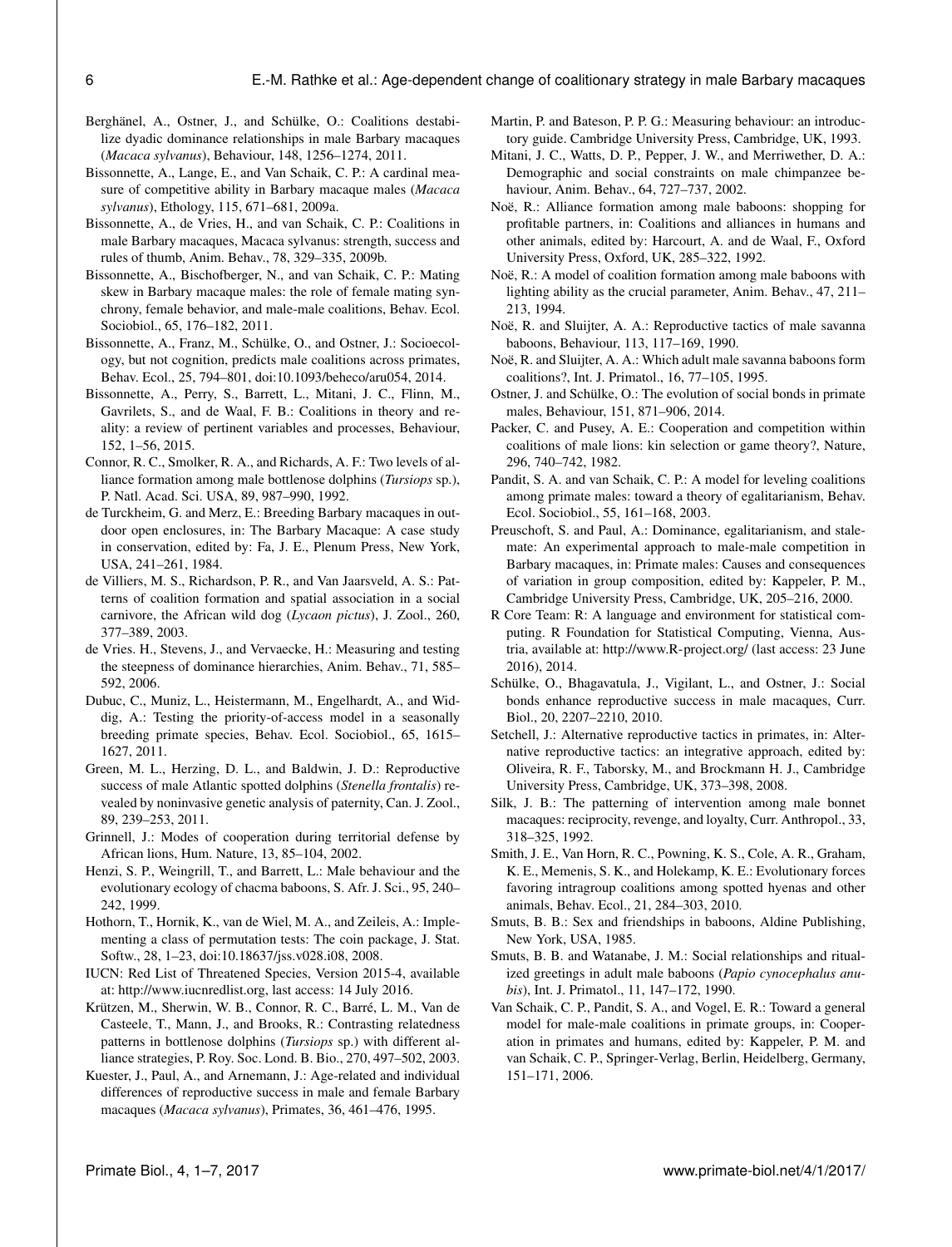Berghänel, A., Ostner, J., and Schülke, O.: Coalitions destabilize dyadic dominance relationships in male Barbary macaques (*Macaca sylvanus*), Behaviour, 148, 1256–1274, 2011.

Bissonnette, A., Lange, E., and Van Schaik, C. P.: A cardinal measure of competitive ability in Barbary macaque males (*Macaca sylvanus*), Ethology, 115, 671–681, 2009a.

Bissonnette, A., de Vries, H., and van Schaik, C. P.: Coalitions in male Barbary macaques, Macaca sylvanus: strength, success and rules of thumb, Anim. Behav., 78, 329–335, 2009b.

Bissonnette, A., Bischofberger, N., and van Schaik, C. P.: Mating skew in Barbary macaque males: the role of female mating synchrony, female behavior, and male-male coalitions, Behav. Ecol. Sociobiol., 65, 176–182, 2011.

Bissonnette, A., Franz, M., Schülke, O., and Ostner, J.: Socioecology, but not cognition, predicts male coalitions across primates, Behav. Ecol., 25, 794–801, doi:10.1093/beheco/aru054, 2014.

Bissonnette, A., Perry, S., Barrett, L., Mitani, J. C., Flinn, M., Gavrilets, S., and de Waal, F. B.: Coalitions in theory and reality: a review of pertinent variables and processes, Behaviour, 152, 1–56, 2015.

Connor, R. C., Smolker, R. A., and Richards, A. F.: Two levels of alliance formation among male bottlenose dolphins (*Tursiops* sp.), P. Natl. Acad. Sci. USA, 89, 987–990, 1992.

de Turckheim, G. and Merz, E.: Breeding Barbary macaques in outdoor open enclosures, in: The Barbary Macaque: A case study in conservation, edited by: Fa, J. E., Plenum Press, New York, USA, 241–261, 1984.

de Villiers, M. S., Richardson, P. R., and Van Jaarsveld, A. S.: Patterns of coalition formation and spatial association in a social carnivore, the African wild dog (*Lycaon pictus*), J. Zool., 260, 377–389, 2003.

de Vries. H., Stevens, J., and Vervaecke, H.: Measuring and testing the steepness of dominance hierarchies, Anim. Behav., 71, 585–592, 2006.

Dubuc, C., Muniz, L., Heistermann, M., Engelhardt, A., and Widdig, A.: Testing the priority-of-access model in a seasonally breeding primate species, Behav. Ecol. Sociobiol., 65, 1615–1627, 2011.

Green, M. L., Herzing, D. L., and Baldwin, J. D.: Reproductive success of male Atlantic spotted dolphins (*Stenella frontalis*) revealed by noninvasive genetic analysis of paternity, Can. J. Zool., 89, 239–253, 2011.

Grinnell, J.: Modes of cooperation during territorial defense by African lions, Hum. Nature, 13, 85–104, 2002.

Henzi, S. P., Weingrill, T., and Barrett, L.: Male behaviour and the evolutionary ecology of chacma baboons, S. Afr. J. Sci., 95, 240–242, 1999.

Hothorn, T., Hornik, K., van de Wiel, M. A., and Zeileis, A.: Implementing a class of permutation tests: The coin package, J. Stat. Softw., 28, 1–23, doi:10.18637/jss.v028.i08, 2008.

IUCN: Red List of Threatened Species, Version 2015-4, available at: http://www.iucnredlist.org, last access: 14 July 2016.

Krützen, M., Sherwin, W. B., Connor, R. C., Barré, L. M., Van de Casteele, T., Mann, J., and Brooks, R.: Contrasting relatedness patterns in bottlenose dolphins (*Tursiops* sp.) with different alliance strategies, P. Roy. Soc. Lond. B. Bio., 270, 497–502, 2003.

Kuester, J., Paul, A., and Arnemann, J.: Age-related and individual differences of reproductive success in male and female Barbary macaques (*Macaca sylvanus*), Primates, 36, 461–476, 1995.

Martin, P. and Bateson, P. P. G.: Measuring behaviour: an introductory guide. Cambridge University Press, Cambridge, UK, 1993.

Mitani, J. C., Watts, D. P., Pepper, J. W., and Merriwether, D. A.: Demographic and social constraints on male chimpanzee behaviour, Anim. Behav., 64, 727–737, 2002.

Noë, R.: Alliance formation among male baboons: shopping for profitable partners, in: Coalitions and alliances in humans and other animals, edited by: Harcourt, A. and de Waal, F., Oxford University Press, Oxford, UK, 285–322, 1992.

Noë, R.: A model of coalition formation among male baboons with lighting ability as the crucial parameter, Anim. Behav., 47, 211–213, 1994.

Noë, R. and Sluijter, A. A.: Reproductive tactics of male savanna baboons, Behaviour, 113, 117–169, 1990.

Noë, R. and Sluijter, A. A.: Which adult male savanna baboons form coalitions?, Int. J. Primatol., 16, 77–105, 1995.

Ostner, J. and Schülke, O.: The evolution of social bonds in primate males, Behaviour, 151, 871–906, 2014.

Packer, C. and Pusey, A. E.: Cooperation and competition within coalitions of male lions: kin selection or game theory?, Nature, 296, 740–742, 1982.

Pandit, S. A. and van Schaik, C. P.: A model for leveling coalitions among primate males: toward a theory of egalitarianism, Behav. Ecol. Sociobiol., 55, 161–168, 2003.

Preuschoft, S. and Paul, A.: Dominance, egalitarianism, and stalemate: An experimental approach to male-male competition in Barbary macaques, in: Primate males: Causes and consequences of variation in group composition, edited by: Kappeler, P. M., Cambridge University Press, Cambridge, UK, 205–216, 2000.

R Core Team: R: A language and environment for statistical computing. R Foundation for Statistical Computing, Vienna, Austria, available at: http://www.R-project.org/ (last access: 23 June 2016), 2014.

Schülke, O., Bhagavatula, J., Vigilant, L., and Ostner, J.: Social bonds enhance reproductive success in male macaques, Curr. Biol., 20, 2207–2210, 2010.

Setchell, J.: Alternative reproductive tactics in primates, in: Alternative reproductive tactics: an integrative approach, edited by: Oliveira, R. F., Taborsky, M., and Brockmann H. J., Cambridge University Press, Cambridge, UK, 373–398, 2008.

Silk, J. B.: The patterning of intervention among male bonnet macaques: reciprocity, revenge, and loyalty, Curr. Anthropol., 33, 318–325, 1992.

Smith, J. E., Van Horn, R. C., Powning, K. S., Cole, A. R., Graham, K. E., Memenis, S. K., and Holekamp, K. E.: Evolutionary forces favoring intragroup coalitions among spotted hyenas and other animals, Behav. Ecol., 21, 284–303, 2010.

Smuts, B. B.: Sex and friendships in baboons, Aldine Publishing, New York, USA, 1985.

Smuts, B. B. and Watanabe, J. M.: Social relationships and ritualized greetings in adult male baboons (*Papio cynocephalus anubis*), Int. J. Primatol., 11, 147–172, 1990.

Van Schaik, C. P., Pandit, S. A., and Vogel, E. R.: Toward a general model for male-male coalitions in primate groups, in: Cooperation in primates and humans, edited by: Kappeler, P. M. and van Schaik, C. P., Springer-Verlag, Berlin, Heidelberg, Germany, 151–171, 2006.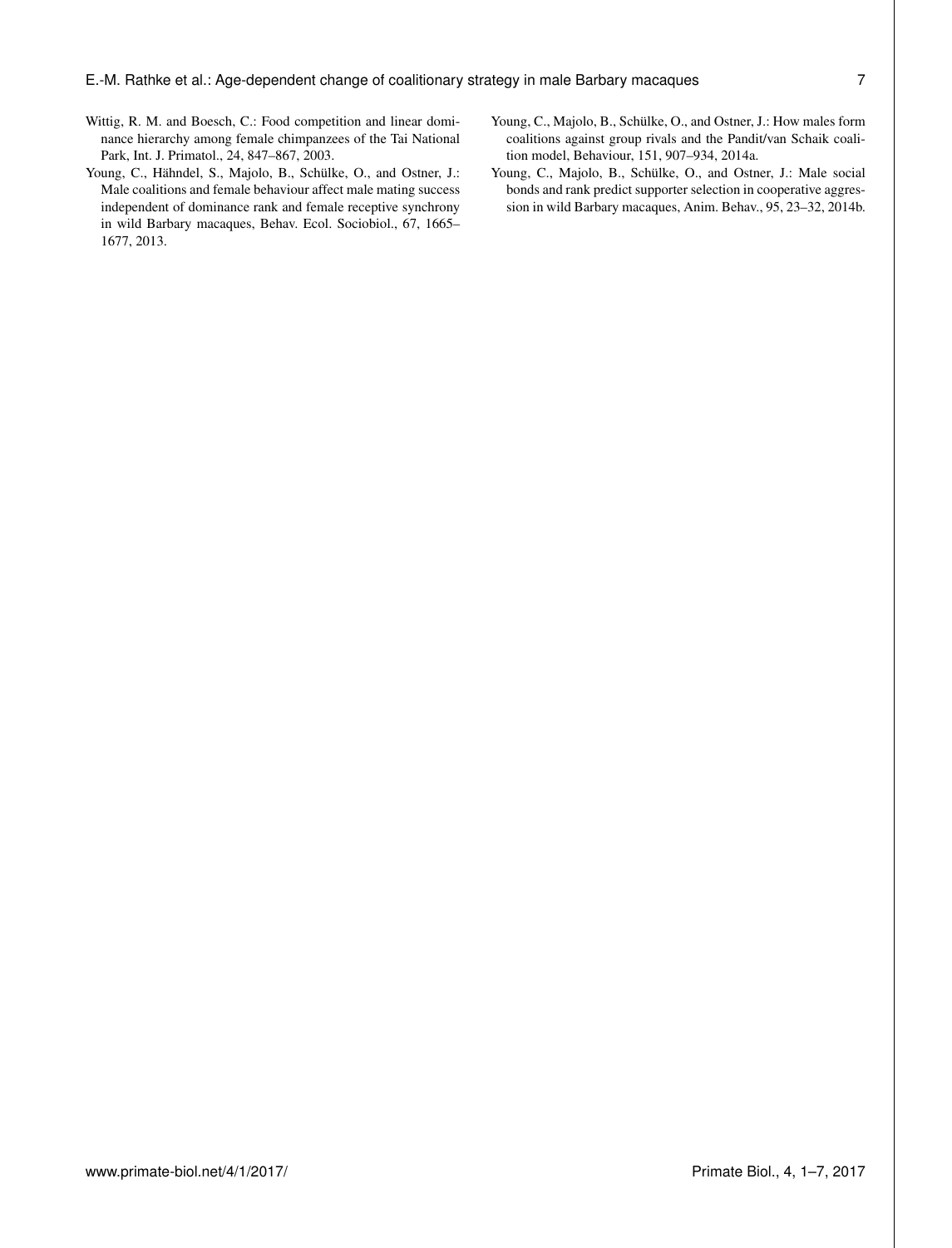Wittig, R. M. and Boesch, C.: Food competition and linear dominance hierarchy among female chimpanzees of the Tai National Park, Int. J. Primatol., 24, 847–867, 2003.

Young, C., Hähndel, S., Majolo, B., Schülke, O., and Ostner, J.: Male coalitions and female behaviour affect male mating success independent of dominance rank and female receptive synchrony in wild Barbary macaques, Behav. Ecol. Sociobiol., 67, 1665–1677, 2013.

Young, C., Majolo, B., Schülke, O., and Ostner, J.: How males form coalitions against group rivals and the Pandit/van Schaik coalition model, Behaviour, 151, 907–934, 2014a.

Young, C., Majolo, B., Schülke, O., and Ostner, J.: Male social bonds and rank predict supporter selection in cooperative aggression in wild Barbary macaques, Anim. Behav., 95, 23–32, 2014b.